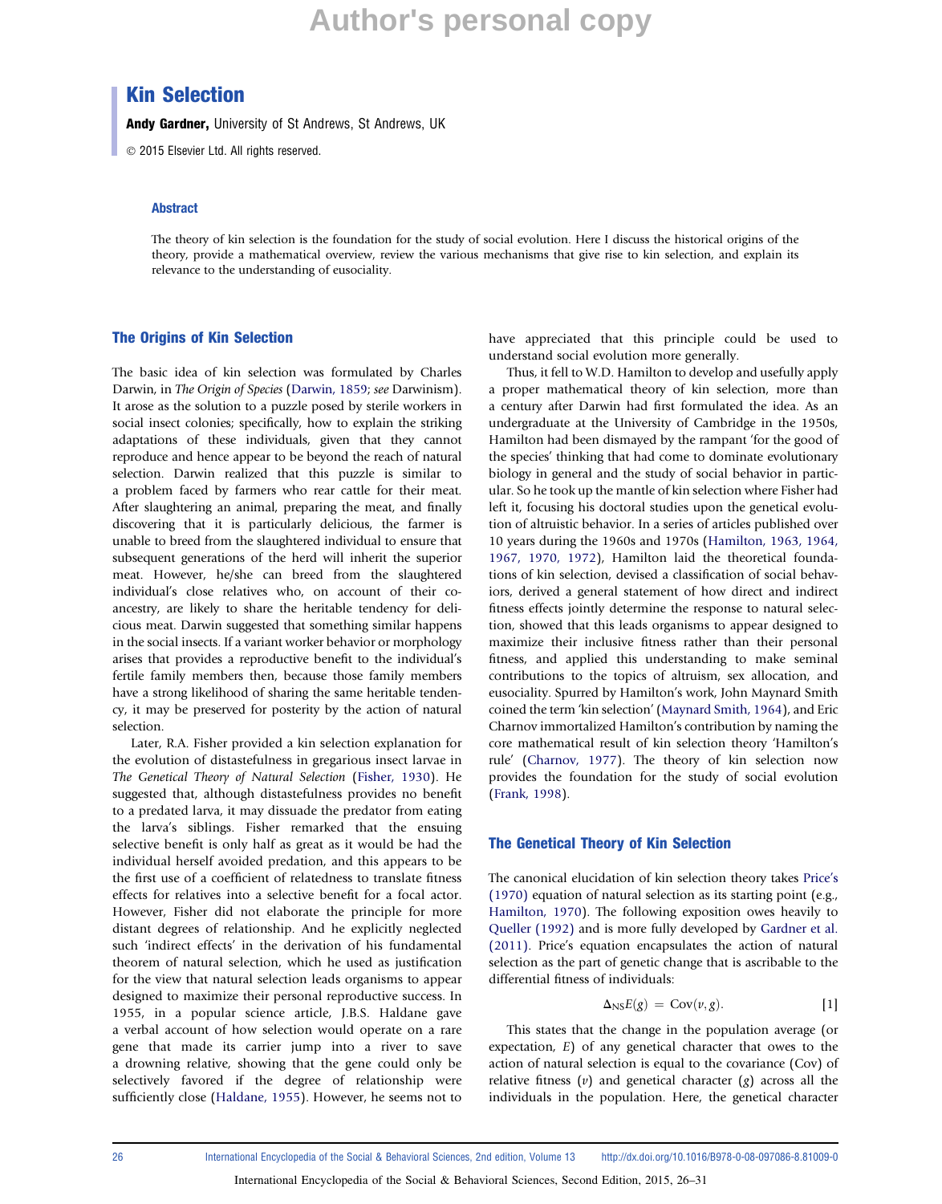# Kin Selection

**Andy Gardner,** University of St Andrews, St Andrews, UK

© 2015 Elsevier Ltd. All rights reserved.

### Abstract

The theory of kin selection is the foundation for the study of social evolution. Here I discuss the historical origins of the theory, provide a mathematical overview, review the various mechanisms that give rise to kin selection, and explain its relevance to the understanding of eusociality.

## The Origins of Kin Selection

The basic idea of kin selection was formulated by Charles Darwin, in *The Origin of Species* (Darwin, 1859; *see* Darwinism). It arose as the solution to a puzzle posed by sterile workers in social insect colonies; specifically, how to explain the striking adaptations of these individuals, given that they cannot reproduce and hence appear to be beyond the reach of natural selection. Darwin realized that this puzzle is similar to a problem faced by farmers who rear cattle for their meat. After slaughtering an animal, preparing the meat, and finally discovering that it is particularly delicious, the farmer is unable to breed from the slaughtered individual to ensure that subsequent generations of the herd will inherit the superior meat. However, he/she can breed from the slaughtered individual's close relatives who, on account of their co-ancestry, are likely to share the heritable tendency for delicious meat. Darwin suggested that something similar happens in the social insects. If a variant worker behavior or morphology arises that provides a reproductive benefit to the individual's fertile family members then, because those family members have a strong likelihood of sharing the same heritable tendency, it may be preserved for posterity by the action of natural selection.

Later, R.A. Fisher provided a kin selection explanation for the evolution of distastefulness in gregarious insect larvae in *The Genetical Theory of Natural Selection* (Fisher, 1930). He suggested that, although distastefulness provides no benefit to a predated larva, it may dissuade the predator from eating the larva's siblings. Fisher remarked that the ensuing selective benefit is only half as great as it would be had the individual herself avoided predation, and this appears to be the first use of a coefficient of relatedness to translate fitness effects for relatives into a selective benefit for a focal actor. However, Fisher did not elaborate the principle for more distant degrees of relationship. And he explicitly neglected such 'indirect effects' in the derivation of his fundamental theorem of natural selection, which he used as justification for the view that natural selection leads organisms to appear designed to maximize their personal reproductive success. In 1955, in a popular science article, J.B.S. Haldane gave a verbal account of how selection would operate on a rare gene that made its carrier jump into a river to save a drowning relative, showing that the gene could only be selectively favored if the degree of relationship were sufficiently close (Haldane, 1955). However, he seems not to have appreciated that this principle could be used to understand social evolution more generally.

Thus, it fell to W.D. Hamilton to develop and usefully apply a proper mathematical theory of kin selection, more than a century after Darwin had first formulated the idea. As an undergraduate at the University of Cambridge in the 1950s, Hamilton had been dismayed by the rampant 'for the good of the species' thinking that had come to dominate evolutionary biology in general and the study of social behavior in particular. So he took up the mantle of kin selection where Fisher had left it, focusing his doctoral studies upon the genetical evolution of altruistic behavior. In a series of articles published over 10 years during the 1960s and 1970s (Hamilton, 1963, 1964, 1967, 1970, 1972), Hamilton laid the theoretical foundations of kin selection, devised a classification of social behaviors, derived a general statement of how direct and indirect fitness effects jointly determine the response to natural selection, showed that this leads organisms to appear designed to maximize their inclusive fitness rather than their personal fitness, and applied this understanding to make seminal contributions to the topics of altruism, sex allocation, and eusociality. Spurred by Hamilton's work, John Maynard Smith coined the term 'kin selection' (Maynard Smith, 1964), and Eric Charnov immortalized Hamilton's contribution by naming the core mathematical result of kin selection theory 'Hamilton's rule' (Charnov, 1977). The theory of kin selection now provides the foundation for the study of social evolution (Frank, 1998).

## The Genetical Theory of Kin Selection

The canonical elucidation of kin selection theory takes Price's (1970) equation of natural selection as its starting point (e.g., Hamilton, 1970). The following exposition owes heavily to Queller (1992) and is more fully developed by Gardner et al. (2011). Price's equation encapsulates the action of natural selection as the part of genetic change that is ascribable to the differential fitness of individuals:

$$\Delta_{\mathrm{NS}}E(g) = \mathrm{Cov}(v, g). \qquad [1]$$

This states that the change in the population average (or expectation, $E$) of any genetical character that owes to the action of natural selection is equal to the covariance (Cov) of relative fitness ($v$) and genetical character ($g$) across all the individuals in the population. Here, the genetical character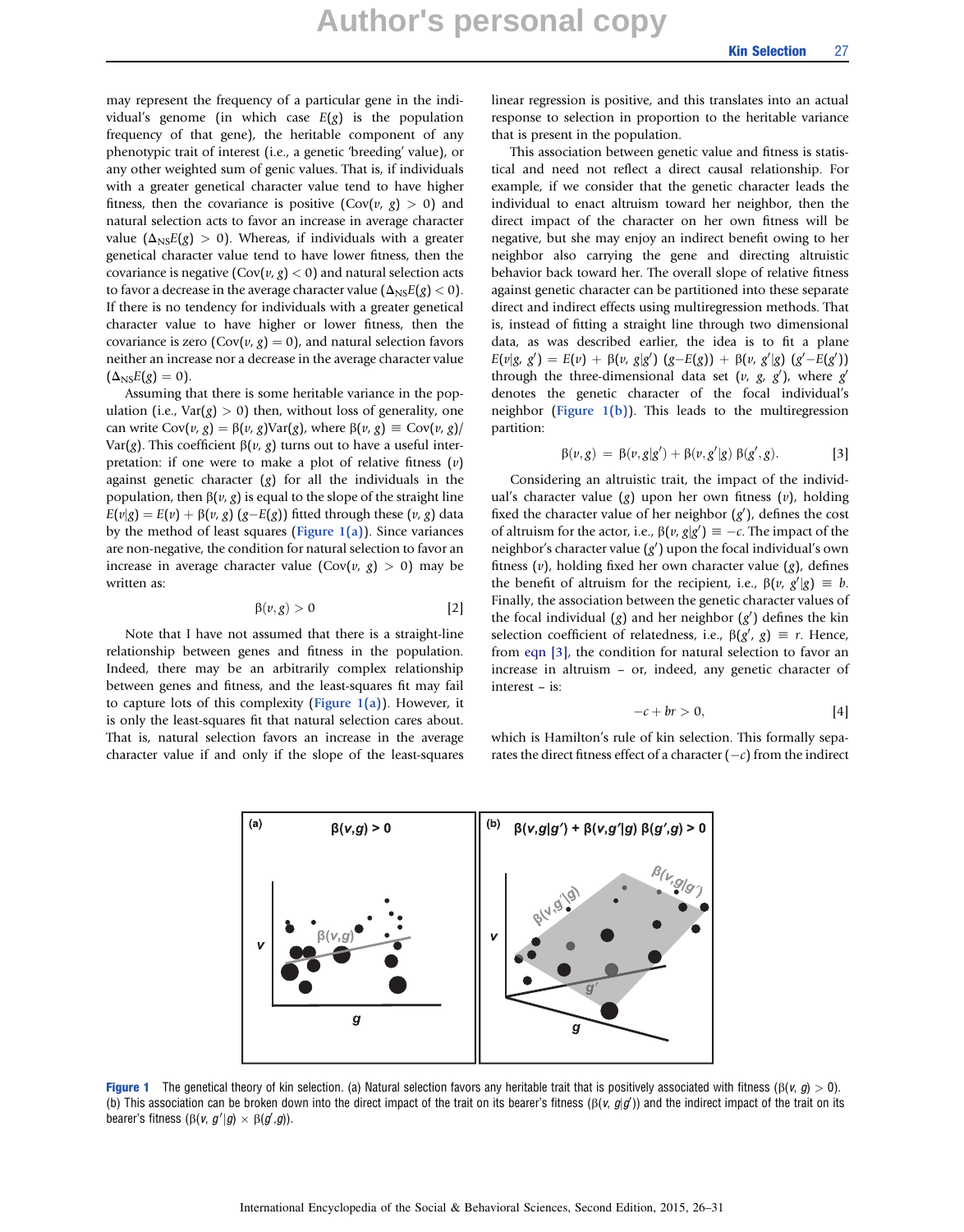may represent the frequency of a particular gene in the individual's genome (in which case $E(g)$ is the population frequency of that gene), the heritable component of any phenotypic trait of interest (i.e., a genetic 'breeding' value), or any other weighted sum of genic values. That is, if individuals with a greater genetical character value tend to have higher fitness, then the covariance is positive ($\text{Cov}(v, g) > 0$) and natural selection acts to favor an increase in average character value ($\Delta_{\text{NS}}E(g) > 0$). Whereas, if individuals with a greater genetical character value tend to have lower fitness, then the covariance is negative ($\text{Cov}(v, g) < 0$) and natural selection acts to favor a decrease in the average character value ($\Delta_{\text{NS}}E(g) < 0$). If there is no tendency for individuals with a greater genetical character value to have higher or lower fitness, then the covariance is zero ($\text{Cov}(v, g) = 0$), and natural selection favors neither an increase nor a decrease in the average character value ($\Delta_{\text{NS}}E(g) = 0$).

Assuming that there is some heritable variance in the population (i.e., $\text{Var}(g) > 0$) then, without loss of generality, one can write $\text{Cov}(v, g) = \beta(v, g)\text{Var}(g)$, where $\beta(v, g) \equiv \text{Cov}(v, g)/\text{Var}(g)$. This coefficient $\beta(v, g)$ turns out to have a useful interpretation: if one were to make a plot of relative fitness ($v$) against genetic character ($g$) for all the individuals in the population, then $\beta(v, g)$ is equal to the slope of the straight line $E(v|g) = E(v) + \beta(v, g)\,(g - E(g))$ fitted through these $(v, g)$ data by the method of least squares (Figure 1(a)). Since variances are non-negative, the condition for natural selection to favor an increase in average character value ($\text{Cov}(v, g) > 0$) may be written as:

$$\beta(v, g) > 0 \tag{2}$$

Note that I have not assumed that there is a straight-line relationship between genes and fitness in the population. Indeed, there may be an arbitrarily complex relationship between genes and fitness, and the least-squares fit may fail to capture lots of this complexity (Figure 1(a)). However, it is only the least-squares fit that natural selection cares about. That is, natural selection favors an increase in the average character value if and only if the slope of the least-squares linear regression is positive, and this translates into an actual response to selection in proportion to the heritable variance that is present in the population.

This association between genetic value and fitness is statistical and need not reflect a direct causal relationship. For example, if we consider that the genetic character leads the individual to enact altruism toward her neighbor, then the direct impact of the character on her own fitness will be negative, but she may enjoy an indirect benefit owing to her neighbor also carrying the gene and directing altruistic behavior back toward her. The overall slope of relative fitness against genetic character can be partitioned into these separate direct and indirect effects using multiregression methods. That is, instead of fitting a straight line through two dimensional data, as was described earlier, the idea is to fit a plane $E(v|g, g') = E(v) + \beta(v, g|g')\,(g - E(g)) + \beta(v, g'|g)\,(g' - E(g'))$ through the three-dimensional data set $(v, g, g')$, where $g'$ denotes the genetic character of the focal individual's neighbor (Figure 1(b)). This leads to the multiregression partition:

$$\beta(v, g) = \beta(v, g|g') + \beta(v, g'|g)\,\beta(g', g). \tag{3}$$

Considering an altruistic trait, the impact of the individual's character value ($g$) upon her own fitness ($v$), holding fixed the character value of her neighbor ($g'$), defines the cost of altruism for the actor, i.e., $\beta(v, g|g') \equiv -c$. The impact of the neighbor's character value ($g'$) upon the focal individual's own fitness ($v$), holding fixed her own character value ($g$), defines the benefit of altruism for the recipient, i.e., $\beta(v, g'|g) \equiv b$. Finally, the association between the genetic character values of the focal individual ($g$) and her neighbor ($g'$) defines the kin selection coefficient of relatedness, i.e., $\beta(g', g) \equiv r$. Hence, from eqn [3], the condition for natural selection to favor an increase in altruism – or, indeed, any genetic character of interest – is:

$$-c + br > 0, \tag{4}$$

which is Hamilton's rule of kin selection. This formally separates the direct fitness effect of a character ($-c$) from the indirect

**Figure 1** The genetical theory of kin selection. (a) Natural selection favors any heritable trait that is positively associated with fitness ($\beta(v, g) > 0$). (b) This association can be broken down into the direct impact of the trait on its bearer's fitness ($\beta(v, g|g')$) and the indirect impact of the trait on its bearer's fitness ($\beta(v, g'|g) \times \beta(g', g)$).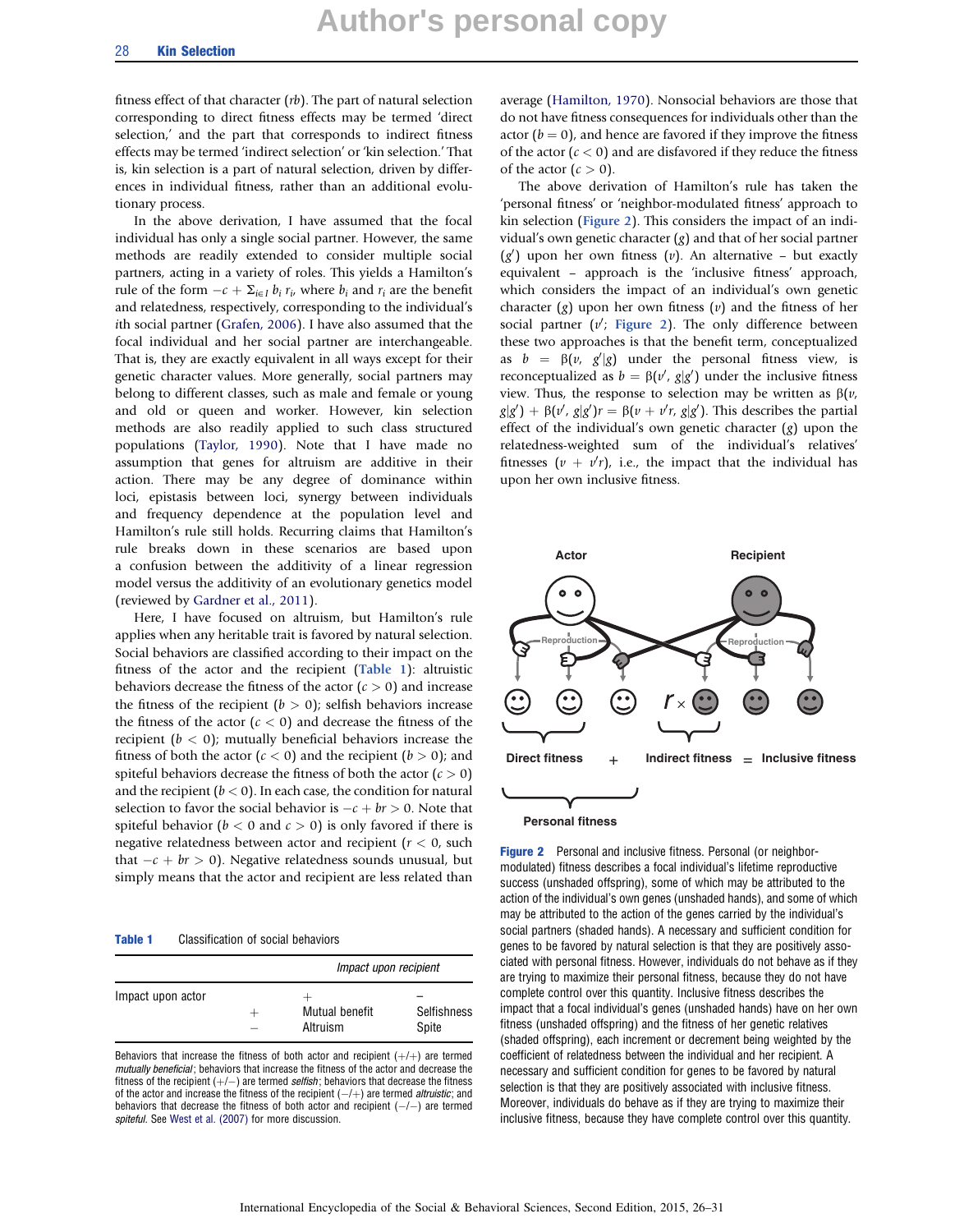fitness effect of that character ($rb$). The part of natural selection corresponding to direct fitness effects may be termed 'direct selection,' and the part that corresponds to indirect fitness effects may be termed 'indirect selection' or 'kin selection.' That is, kin selection is a part of natural selection, driven by differences in individual fitness, rather than an additional evolutionary process.

In the above derivation, I have assumed that the focal individual has only a single social partner. However, the same methods are readily extended to consider multiple social partners, acting in a variety of roles. This yields a Hamilton's rule of the form $-c + \Sigma_{i \in I} b_i r_i$, where $b_i$ and $r_i$ are the benefit and relatedness, respectively, corresponding to the individual's $i$th social partner (Grafen, 2006). I have also assumed that the focal individual and her social partner are interchangeable. That is, they are exactly equivalent in all ways except for their genetic character values. More generally, social partners may belong to different classes, such as male and female or young and old or queen and worker. However, kin selection methods are also readily applied to such class structured populations (Taylor, 1990). Note that I have made no assumption that genes for altruism are additive in their action. There may be any degree of dominance within loci, epistasis between loci, synergy between individuals and frequency dependence at the population level and Hamilton's rule still holds. Recurring claims that Hamilton's rule breaks down in these scenarios are based upon a confusion between the additivity of a linear regression model versus the additivity of an evolutionary genetics model (reviewed by Gardner et al., 2011).

Here, I have focused on altruism, but Hamilton's rule applies when any heritable trait is favored by natural selection. Social behaviors are classified according to their impact on the fitness of the actor and the recipient (Table 1): altruistic behaviors decrease the fitness of the actor ($c > 0$) and increase the fitness of the recipient ($b > 0$); selfish behaviors increase the fitness of the actor ($c < 0$) and decrease the fitness of the recipient ($b < 0$); mutually beneficial behaviors increase the fitness of both the actor ($c < 0$) and the recipient ($b > 0$); and spiteful behaviors decrease the fitness of both the actor ($c > 0$) and the recipient ($b < 0$). In each case, the condition for natural selection to favor the social behavior is $-c + br > 0$. Note that spiteful behavior ($b < 0$ and $c > 0$) is only favored if there is negative relatedness between actor and recipient ($r < 0$, such that $-c + br > 0$). Negative relatedness sounds unusual, but simply means that the actor and recipient are less related than average (Hamilton, 1970). Nonsocial behaviors are those that do not have fitness consequences for individuals other than the actor ($b = 0$), and hence are favored if they improve the fitness of the actor ($c < 0$) and are disfavored if they reduce the fitness of the actor ($c > 0$).

**Table 1** Classification of social behaviors

| | | *Impact upon recipient* | |
|---|---|---|---|
| | | + | − |
| Impact upon actor | + | Mutual benefit | Selfishness |
| | − | Altruism | Spite |

Behaviors that increase the fitness of both actor and recipient (+/+) are termed *mutually beneficial*; behaviors that increase the fitness of the actor and decrease the fitness of the recipient (+/−) are termed *selfish*; behaviors that decrease the fitness of the actor and increase the fitness of the recipient (−/+) are termed *altruistic*; and behaviors that decrease the fitness of both actor and recipient (−/−) are termed *spiteful*. See West et al. (2007) for more discussion.

The above derivation of Hamilton's rule has taken the 'personal fitness' or 'neighbor-modulated fitness' approach to kin selection (Figure 2). This considers the impact of an individual's own genetic character ($g$) and that of her social partner ($g'$) upon her own fitness ($v$). An alternative – but exactly equivalent – approach is the 'inclusive fitness' approach, which considers the impact of an individual's own genetic character ($g$) upon her own fitness ($v$) and the fitness of her social partner ($v'$; Figure 2). The only difference between these two approaches is that the benefit term, conceptualized as $b = \beta(v, g'|g)$ under the personal fitness view, is reconceptualized as $b = \beta(v', g|g')$ under the inclusive fitness view. Thus, the response to selection may be written as $\beta(v, g|g') + \beta(v', g|g')r = \beta(v + v'r, g|g')$. This describes the partial effect of the individual's own genetic character ($g$) upon the relatedness-weighted sum of the individual's relatives' fitnesses ($v + v'r$), i.e., the impact that the individual has upon her own inclusive fitness.

**Figure 2** Personal and inclusive fitness. Personal (or neighbor-modulated) fitness describes a focal individual's lifetime reproductive success (unshaded offspring), some of which may be attributed to the action of the individual's own genes (unshaded hands), and some of which may be attributed to the action of the genes carried by the individual's social partners (shaded hands). A necessary and sufficient condition for genes to be favored by natural selection is that they are positively associated with personal fitness. However, individuals do not behave as if they are trying to maximize their personal fitness, because they do not have complete control over this quantity. Inclusive fitness describes the impact that a focal individual's genes (unshaded hands) have on her own fitness (unshaded offspring) and the fitness of her genetic relatives (shaded offspring), each increment or decrement being weighted by the coefficient of relatedness between the individual and her recipient. A necessary and sufficient condition for genes to be favored by natural selection is that they are positively associated with inclusive fitness. Moreover, individuals do behave as if they are trying to maximize their inclusive fitness, because they have complete control over this quantity.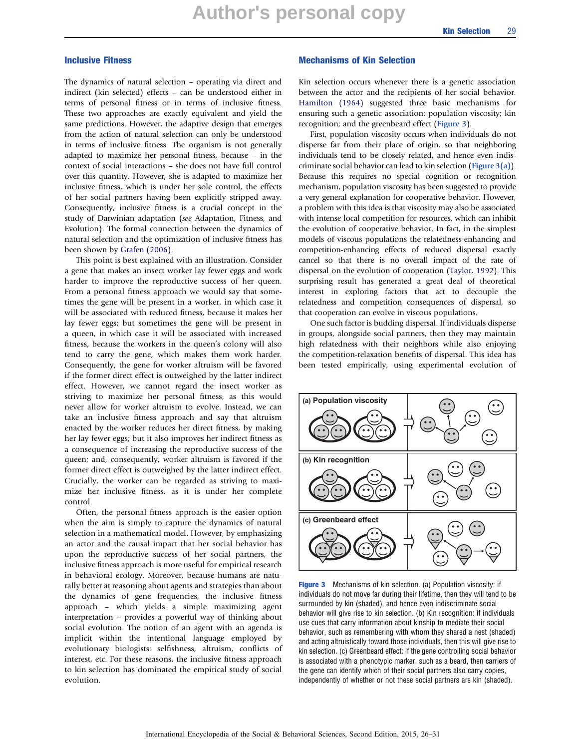## Inclusive Fitness

The dynamics of natural selection – operating via direct and indirect (kin selected) effects – can be understood either in terms of personal fitness or in terms of inclusive fitness. These two approaches are exactly equivalent and yield the same predictions. However, the adaptive design that emerges from the action of natural selection can only be understood in terms of inclusive fitness. The organism is not generally adapted to maximize her personal fitness, because – in the context of social interactions – she does not have full control over this quantity. However, she is adapted to maximize her inclusive fitness, which is under her sole control, the effects of her social partners having been explicitly stripped away. Consequently, inclusive fitness is a crucial concept in the study of Darwinian adaptation (*see* Adaptation, Fitness, and Evolution). The formal connection between the dynamics of natural selection and the optimization of inclusive fitness has been shown by Grafen (2006).

This point is best explained with an illustration. Consider a gene that makes an insect worker lay fewer eggs and work harder to improve the reproductive success of her queen. From a personal fitness approach we would say that sometimes the gene will be present in a worker, in which case it will be associated with reduced fitness, because it makes her lay fewer eggs; but sometimes the gene will be present in a queen, in which case it will be associated with increased fitness, because the workers in the queen's colony will also tend to carry the gene, which makes them work harder. Consequently, the gene for worker altruism will be favored if the former direct effect is outweighed by the latter indirect effect. However, we cannot regard the insect worker as striving to maximize her personal fitness, as this would never allow for worker altruism to evolve. Instead, we can take an inclusive fitness approach and say that altruism enacted by the worker reduces her direct fitness, by making her lay fewer eggs; but it also improves her indirect fitness as a consequence of increasing the reproductive success of the queen; and, consequently, worker altruism is favored if the former direct effect is outweighed by the latter indirect effect. Crucially, the worker can be regarded as striving to maximize her inclusive fitness, as it is under her complete control.

Often, the personal fitness approach is the easier option when the aim is simply to capture the dynamics of natural selection in a mathematical model. However, by emphasizing an actor and the causal impact that her social behavior has upon the reproductive success of her social partners, the inclusive fitness approach is more useful for empirical research in behavioral ecology. Moreover, because humans are naturally better at reasoning about agents and strategies than about the dynamics of gene frequencies, the inclusive fitness approach – which yields a simple maximizing agent interpretation – provides a powerful way of thinking about social evolution. The notion of an agent with an agenda is implicit within the intentional language employed by evolutionary biologists: selfishness, altruism, conflicts of interest, etc. For these reasons, the inclusive fitness approach to kin selection has dominated the empirical study of social evolution.

## Mechanisms of Kin Selection

Kin selection occurs whenever there is a genetic association between the actor and the recipients of her social behavior. Hamilton (1964) suggested three basic mechanisms for ensuring such a genetic association: population viscosity; kin recognition; and the greenbeard effect (Figure 3).

First, population viscosity occurs when individuals do not disperse far from their place of origin, so that neighboring individuals tend to be closely related, and hence even indiscriminate social behavior can lead to kin selection (Figure 3(a)). Because this requires no special cognition or recognition mechanism, population viscosity has been suggested to provide a very general explanation for cooperative behavior. However, a problem with this idea is that viscosity may also be associated with intense local competition for resources, which can inhibit the evolution of cooperative behavior. In fact, in the simplest models of viscous populations the relatedness-enhancing and competition-enhancing effects of reduced dispersal exactly cancel so that there is no overall impact of the rate of dispersal on the evolution of cooperation (Taylor, 1992). This surprising result has generated a great deal of theoretical interest in exploring factors that act to decouple the relatedness and competition consequences of dispersal, so that cooperation can evolve in viscous populations.

One such factor is budding dispersal. If individuals disperse in groups, alongside social partners, then they may maintain high relatedness with their neighbors while also enjoying the competition-relaxation benefits of dispersal. This idea has been tested empirically, using experimental evolution of

**Figure 3** Mechanisms of kin selection. (a) Population viscosity: if individuals do not move far during their lifetime, then they will tend to be surrounded by kin (shaded), and hence even indiscriminate social behavior will give rise to kin selection. (b) Kin recognition: if individuals use cues that carry information about kinship to mediate their social behavior, such as remembering with whom they shared a nest (shaded) and acting altruistically toward those individuals, then this will give rise to kin selection. (c) Greenbeard effect: if the gene controlling social behavior is associated with a phenotypic marker, such as a beard, then carriers of the gene can identify which of their social partners also carry copies, independently of whether or not these social partners are kin (shaded).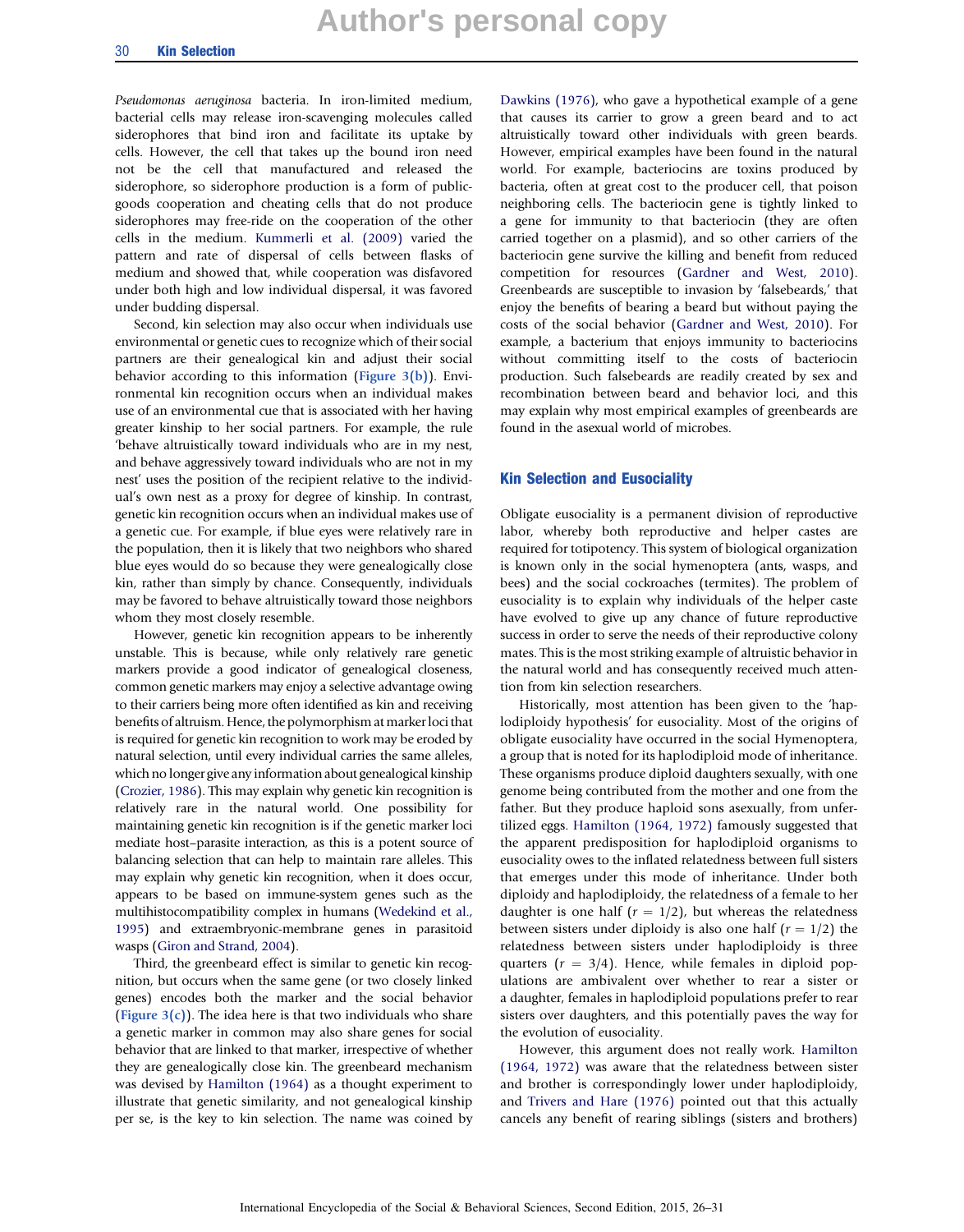*Pseudomonas aeruginosa* bacteria. In iron-limited medium, bacterial cells may release iron-scavenging molecules called siderophores that bind iron and facilitate its uptake by cells. However, the cell that takes up the bound iron need not be the cell that manufactured and released the siderophore, so siderophore production is a form of public-goods cooperation and cheating cells that do not produce siderophores may free-ride on the cooperation of the other cells in the medium. Kummerli et al. (2009) varied the pattern and rate of dispersal of cells between flasks of medium and showed that, while cooperation was disfavored under both high and low individual dispersal, it was favored under budding dispersal.

Second, kin selection may also occur when individuals use environmental or genetic cues to recognize which of their social partners are their genealogical kin and adjust their social behavior according to this information (Figure 3(b)). Environmental kin recognition occurs when an individual makes use of an environmental cue that is associated with her having greater kinship to her social partners. For example, the rule 'behave altruistically toward individuals who are in my nest, and behave aggressively toward individuals who are not in my nest' uses the position of the recipient relative to the individual's own nest as a proxy for degree of kinship. In contrast, genetic kin recognition occurs when an individual makes use of a genetic cue. For example, if blue eyes were relatively rare in the population, then it is likely that two neighbors who shared blue eyes would do so because they were genealogically close kin, rather than simply by chance. Consequently, individuals may be favored to behave altruistically toward those neighbors whom they most closely resemble.

However, genetic kin recognition appears to be inherently unstable. This is because, while only relatively rare genetic markers provide a good indicator of genealogical closeness, common genetic markers may enjoy a selective advantage owing to their carriers being more often identified as kin and receiving benefits of altruism. Hence, the polymorphism at marker loci that is required for genetic kin recognition to work may be eroded by natural selection, until every individual carries the same alleles, which no longer give any information about genealogical kinship (Crozier, 1986). This may explain why genetic kin recognition is relatively rare in the natural world. One possibility for maintaining genetic kin recognition is if the genetic marker loci mediate host–parasite interaction, as this is a potent source of balancing selection that can help to maintain rare alleles. This may explain why genetic kin recognition, when it does occur, appears to be based on immune-system genes such as the multihistocompatibility complex in humans (Wedekind et al., 1995) and extraembryonic-membrane genes in parasitoid wasps (Giron and Strand, 2004).

Third, the greenbeard effect is similar to genetic kin recognition, but occurs when the same gene (or two closely linked genes) encodes both the marker and the social behavior (Figure 3(c)). The idea here is that two individuals who share a genetic marker in common may also share genes for social behavior that are linked to that marker, irrespective of whether they are genealogically close kin. The greenbeard mechanism was devised by Hamilton (1964) as a thought experiment to illustrate that genetic similarity, and not genealogical kinship per se, is the key to kin selection. The name was coined by Dawkins (1976), who gave a hypothetical example of a gene that causes its carrier to grow a green beard and to act altruistically toward other individuals with green beards. However, empirical examples have been found in the natural world. For example, bacteriocins are toxins produced by bacteria, often at great cost to the producer cell, that poison neighboring cells. The bacteriocin gene is tightly linked to a gene for immunity to that bacteriocin (they are often carried together on a plasmid), and so other carriers of the bacteriocin gene survive the killing and benefit from reduced competition for resources (Gardner and West, 2010). Greenbeards are susceptible to invasion by 'falsebeards,' that enjoy the benefits of bearing a beard but without paying the costs of the social behavior (Gardner and West, 2010). For example, a bacterium that enjoys immunity to bacteriocins without committing itself to the costs of bacteriocin production. Such falsebeards are readily created by sex and recombination between beard and behavior loci, and this may explain why most empirical examples of greenbeards are found in the asexual world of microbes.

## Kin Selection and Eusociality

Obligate eusociality is a permanent division of reproductive labor, whereby both reproductive and helper castes are required for totipotency. This system of biological organization is known only in the social hymenoptera (ants, wasps, and bees) and the social cockroaches (termites). The problem of eusociality is to explain why individuals of the helper caste have evolved to give up any chance of future reproductive success in order to serve the needs of their reproductive colony mates. This is the most striking example of altruistic behavior in the natural world and has consequently received much attention from kin selection researchers.

Historically, most attention has been given to the 'haplodiploidy hypothesis' for eusociality. Most of the origins of obligate eusociality have occurred in the social Hymenoptera, a group that is noted for its haplodiploid mode of inheritance. These organisms produce diploid daughters sexually, with one genome being contributed from the mother and one from the father. But they produce haploid sons asexually, from unfertilized eggs. Hamilton (1964, 1972) famously suggested that the apparent predisposition for haplodiploid organisms to eusociality owes to the inflated relatedness between full sisters that emerges under this mode of inheritance. Under both diploidy and haplodiploidy, the relatedness of a female to her daughter is one half ($r = 1/2$), but whereas the relatedness between sisters under diploidy is also one half ($r = 1/2$) the relatedness between sisters under haplodiploidy is three quarters ($r = 3/4$). Hence, while females in diploid populations are ambivalent over whether to rear a sister or a daughter, females in haplodiploid populations prefer to rear sisters over daughters, and this potentially paves the way for the evolution of eusociality.

However, this argument does not really work. Hamilton (1964, 1972) was aware that the relatedness between sister and brother is correspondingly lower under haplodiploidy, and Trivers and Hare (1976) pointed out that this actually cancels any benefit of rearing siblings (sisters and brothers)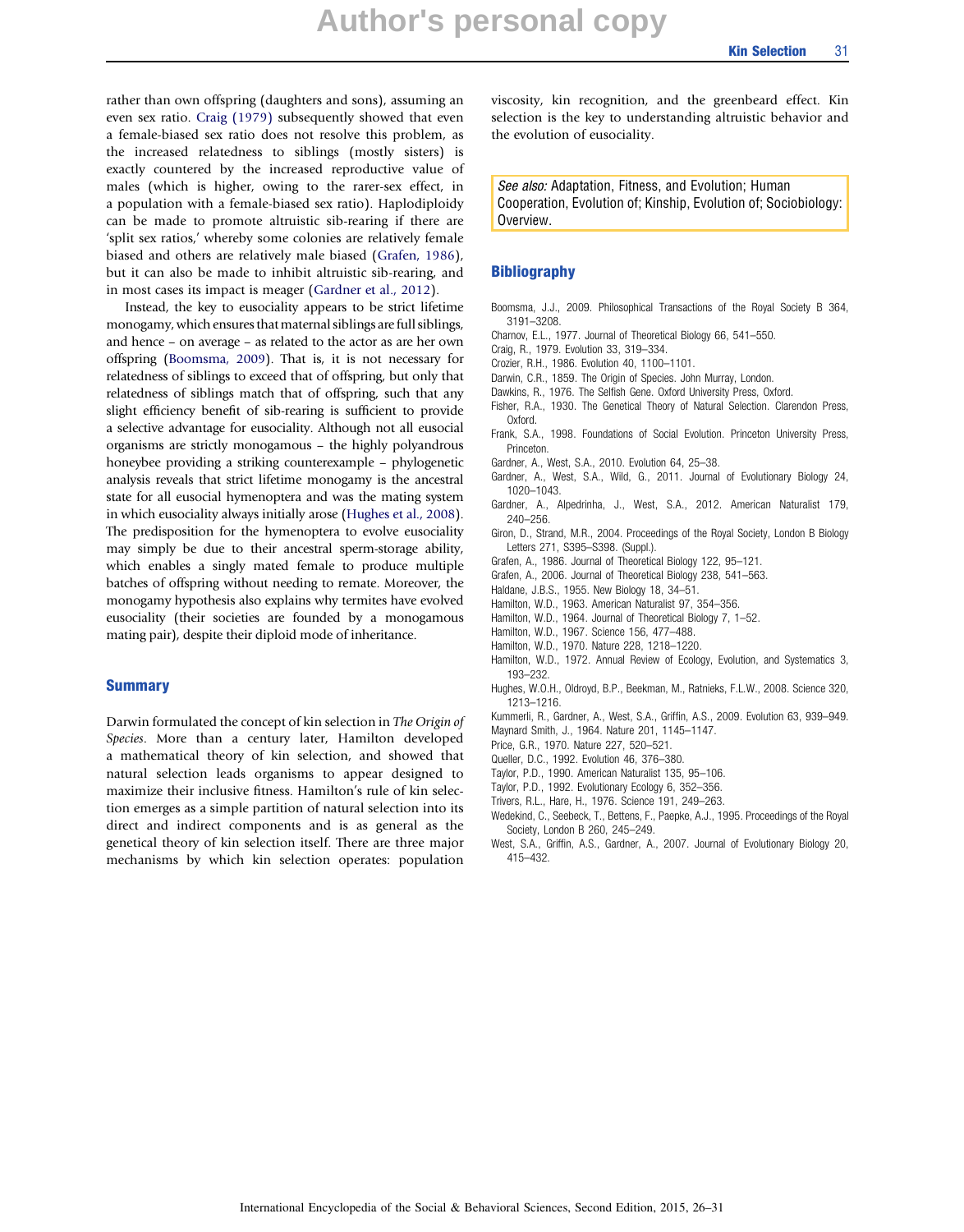rather than own offspring (daughters and sons), assuming an even sex ratio. Craig (1979) subsequently showed that even a female-biased sex ratio does not resolve this problem, as the increased relatedness to siblings (mostly sisters) is exactly countered by the increased reproductive value of males (which is higher, owing to the rarer-sex effect, in a population with a female-biased sex ratio). Haplodiploidy can be made to promote altruistic sib-rearing if there are 'split sex ratios,' whereby some colonies are relatively female biased and others are relatively male biased (Grafen, 1986), but it can also be made to inhibit altruistic sib-rearing, and in most cases its impact is meager (Gardner et al., 2012).

Instead, the key to eusociality appears to be strict lifetime monogamy, which ensures that maternal siblings are full siblings, and hence – on average – as related to the actor as are her own offspring (Boomsma, 2009). That is, it is not necessary for relatedness of siblings to exceed that of offspring, but only that relatedness of siblings match that of offspring, such that any slight efficiency benefit of sib-rearing is sufficient to provide a selective advantage for eusociality. Although not all eusocial organisms are strictly monogamous – the highly polyandrous honeybee providing a striking counterexample – phylogenetic analysis reveals that strict lifetime monogamy is the ancestral state for all eusocial hymenoptera and was the mating system in which eusociality always initially arose (Hughes et al., 2008). The predisposition for the hymenoptera to evolve eusociality may simply be due to their ancestral sperm-storage ability, which enables a singly mated female to produce multiple batches of offspring without needing to remate. Moreover, the monogamy hypothesis also explains why termites have evolved eusociality (their societies are founded by a monogamous mating pair), despite their diploid mode of inheritance.

## Summary

Darwin formulated the concept of kin selection in *The Origin of Species*. More than a century later, Hamilton developed a mathematical theory of kin selection, and showed that natural selection leads organisms to appear designed to maximize their inclusive fitness. Hamilton's rule of kin selection emerges as a simple partition of natural selection into its direct and indirect components and is as general as the genetical theory of kin selection itself. There are three major mechanisms by which kin selection operates: population viscosity, kin recognition, and the greenbeard effect. Kin selection is the key to understanding altruistic behavior and the evolution of eusociality.

*See also:* Adaptation, Fitness, and Evolution; Human Cooperation, Evolution of; Kinship, Evolution of; Sociobiology: Overview.

## Bibliography

- Boomsma, J.J., 2009. Philosophical Transactions of the Royal Society B 364, 3191–3208.
- Charnov, E.L., 1977. Journal of Theoretical Biology 66, 541–550.
- Craig, R., 1979. Evolution 33, 319–334.
- Crozier, R.H., 1986. Evolution 40, 1100–1101.
- Darwin, C.R., 1859. The Origin of Species. John Murray, London.
- Dawkins, R., 1976. The Selfish Gene. Oxford University Press, Oxford.
- Fisher, R.A., 1930. The Genetical Theory of Natural Selection. Clarendon Press, Oxford.
- Frank, S.A., 1998. Foundations of Social Evolution. Princeton University Press, Princeton.
- Gardner, A., West, S.A., 2010. Evolution 64, 25–38.
- Gardner, A., West, S.A., Wild, G., 2011. Journal of Evolutionary Biology 24, 1020–1043.
- Gardner, A., Alpedrinha, J., West, S.A., 2012. American Naturalist 179, 240–256.
- Giron, D., Strand, M.R., 2004. Proceedings of the Royal Society, London B Biology Letters 271, S395–S398. (Suppl.).
- Grafen, A., 1986. Journal of Theoretical Biology 122, 95–121.
- Grafen, A., 2006. Journal of Theoretical Biology 238, 541–563.
- Haldane, J.B.S., 1955. New Biology 18, 34–51.
- Hamilton, W.D., 1963. American Naturalist 97, 354–356.
- Hamilton, W.D., 1964. Journal of Theoretical Biology 7, 1–52.
- Hamilton, W.D., 1967. Science 156, 477–488.
- Hamilton, W.D., 1970. Nature 228, 1218–1220.
- Hamilton, W.D., 1972. Annual Review of Ecology, Evolution, and Systematics 3, 193–232.
- Hughes, W.O.H., Oldroyd, B.P., Beekman, M., Ratnieks, F.L.W., 2008. Science 320, 1213–1216.
- Kummerli, R., Gardner, A., West, S.A., Griffin, A.S., 2009. Evolution 63, 939–949.
- Maynard Smith, J., 1964. Nature 201, 1145–1147.
- Price, G.R., 1970. Nature 227, 520–521.
- Queller, D.C., 1992. Evolution 46, 376–380.
- Taylor, P.D., 1990. American Naturalist 135, 95–106.
- Taylor, P.D., 1992. Evolutionary Ecology 6, 352–356.
- Trivers, R.L., Hare, H., 1976. Science 191, 249–263.
- Wedekind, C., Seebeck, T., Bettens, F., Paepke, A.J., 1995. Proceedings of the Royal Society, London B 260, 245–249.
- West, S.A., Griffin, A.S., Gardner, A., 2007. Journal of Evolutionary Biology 20, 415–432.